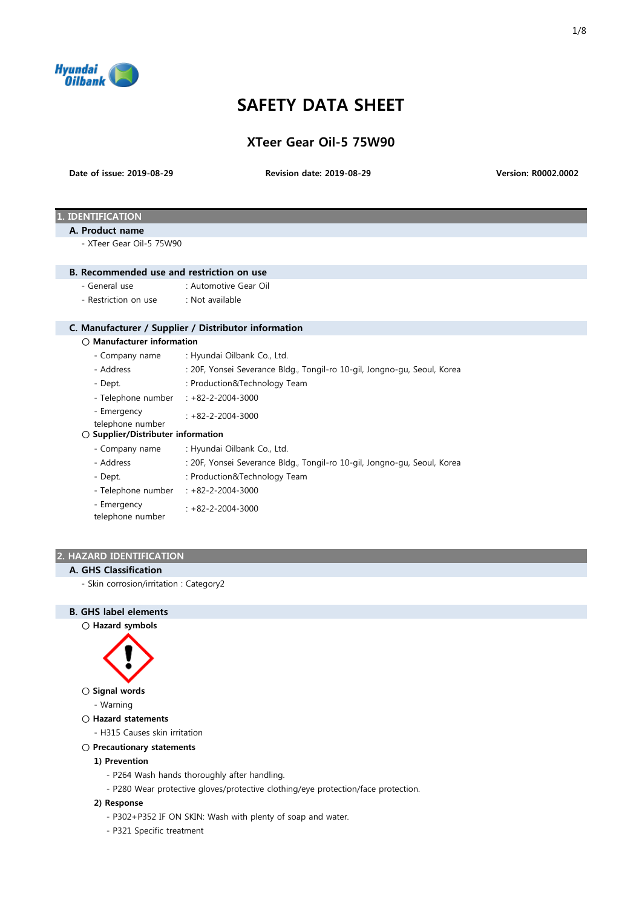# SAFETY DATA SHEET

## XTeer Gear Oil-5 75W90

**Date of issue: 2019-08-29** **Revision date: 2019-08-29** **Version: R0002.0002**

## 1. IDENTIFICATION

### A. Product name

- XTeer Gear Oil-5 75W90

### B. Recommended use and restriction on use

- General use : Automotive Gear Oil
- Restriction on use : Not available

### C. Manufacturer / Supplier / Distributor information

○ **Manufacturer information**

- Company name : Hyundai Oilbank Co., Ltd.
- Address : 20F, Yonsei Severance Bldg., Tongil-ro 10-gil, Jongno-gu, Seoul, Korea
- Dept. : Production&Technology Team
- Telephone number : +82-2-2004-3000
- Emergency telephone number : +82-2-2004-3000

○ **Supplier/Distributer information**

- Company name : Hyundai Oilbank Co., Ltd.
- Address : 20F, Yonsei Severance Bldg., Tongil-ro 10-gil, Jongno-gu, Seoul, Korea
- Dept. : Production&Technology Team
- Telephone number : +82-2-2004-3000
- Emergency telephone number : +82-2-2004-3000

## 2. HAZARD IDENTIFICATION

### A. GHS Classification

- Skin corrosion/irritation : Category2

### B. GHS label elements

○ **Hazard symbols**

○ **Signal words**

- Warning

○ **Hazard statements**

- H315 Causes skin irritation

○ **Precautionary statements**

**1) Prevention**

- P264 Wash hands thoroughly after handling.
- P280 Wear protective gloves/protective clothing/eye protection/face protection.

**2) Response**

- P302+P352 IF ON SKIN: Wash with plenty of soap and water.
- P321 Specific treatment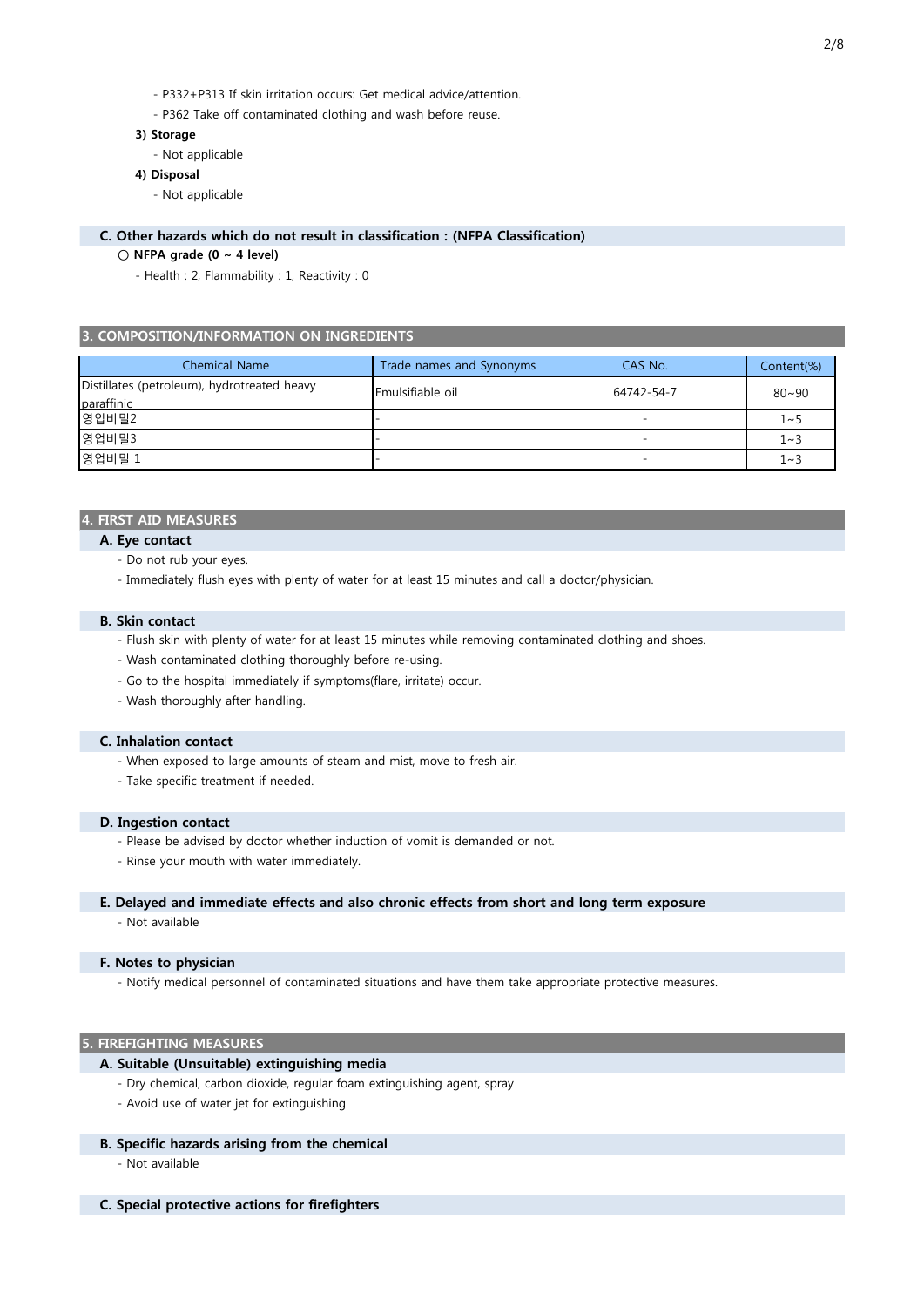- P332+P313 If skin irritation occurs: Get medical advice/attention.
- P362 Take off contaminated clothing and wash before reuse.

**3) Storage**

- Not applicable

**4) Disposal**

- Not applicable

### C. Other hazards which do not result in classification : (NFPA Classification)

○ **NFPA grade (0 ~ 4 level)**

- Health : 2, Flammability : 1, Reactivity : 0

## 3. COMPOSITION/INFORMATION ON INGREDIENTS

| Chemical Name | Trade names and Synonyms | CAS No. | Content(%) |
|---|---|---|---|
| Distillates (petroleum), hydrotreated heavy paraffinic | Emulsifiable oil | 64742-54-7 | 80~90 |
| 영업비밀2 | - | - | 1~5 |
| 영업비밀3 | - | - | 1~3 |
| 영업비밀 1 | - | - | 1~3 |

## 4. FIRST AID MEASURES

### A. Eye contact

- Do not rub your eyes.
- Immediately flush eyes with plenty of water for at least 15 minutes and call a doctor/physician.

### B. Skin contact

- Flush skin with plenty of water for at least 15 minutes while removing contaminated clothing and shoes.
- Wash contaminated clothing thoroughly before re-using.
- Go to the hospital immediately if symptoms(flare, irritate) occur.
- Wash thoroughly after handling.

### C. Inhalation contact

- When exposed to large amounts of steam and mist, move to fresh air.
- Take specific treatment if needed.

### D. Ingestion contact

- Please be advised by doctor whether induction of vomit is demanded or not.
- Rinse your mouth with water immediately.

### E. Delayed and immediate effects and also chronic effects from short and long term exposure

- Not available

### F. Notes to physician

- Notify medical personnel of contaminated situations and have them take appropriate protective measures.

## 5. FIREFIGHTING MEASURES

### A. Suitable (Unsuitable) extinguishing media

- Dry chemical, carbon dioxide, regular foam extinguishing agent, spray
- Avoid use of water jet for extinguishing

### B. Specific hazards arising from the chemical

- Not available

### C. Special protective actions for firefighters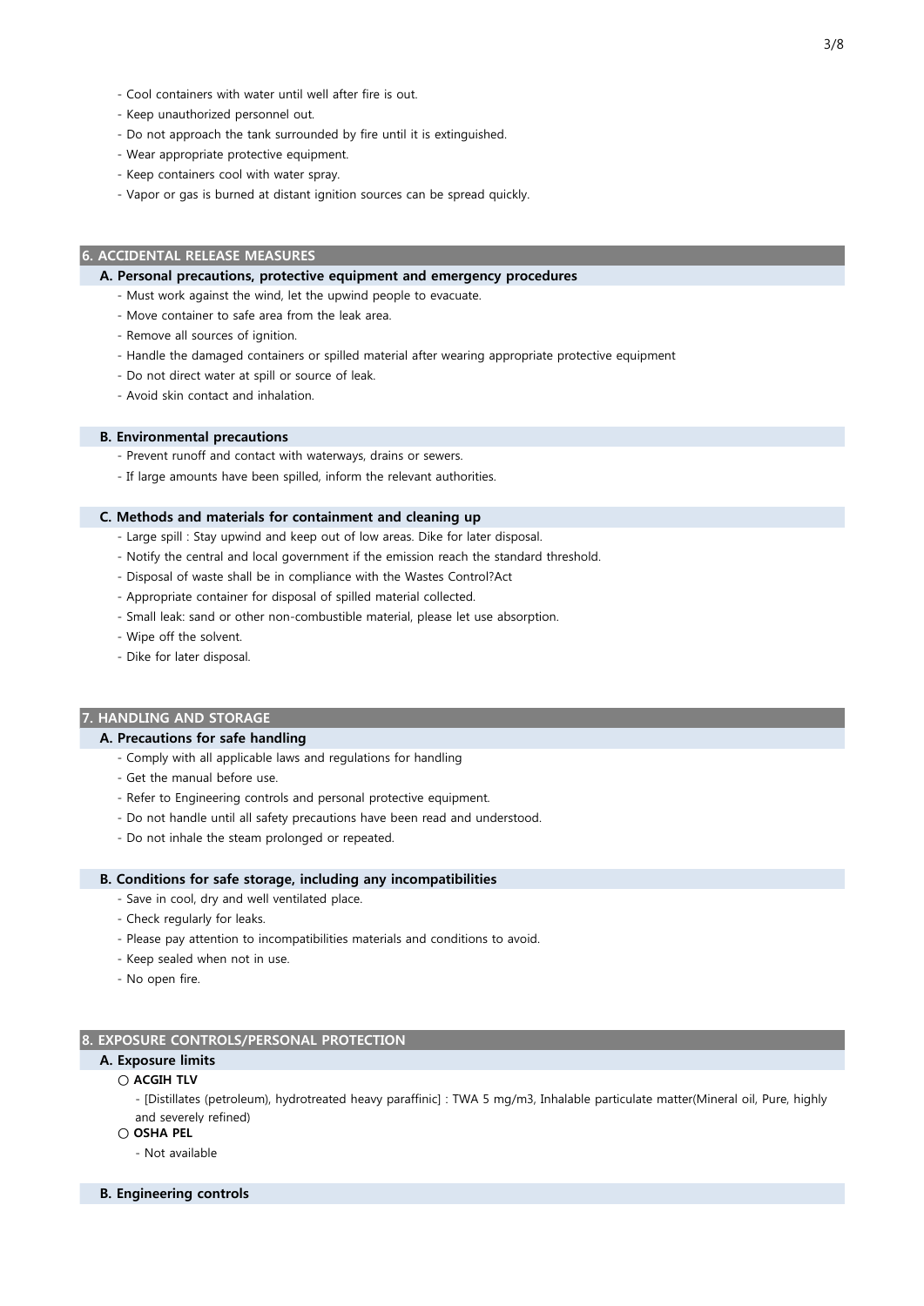- Cool containers with water until well after fire is out.
- Keep unauthorized personnel out.
- Do not approach the tank surrounded by fire until it is extinguished.
- Wear appropriate protective equipment.
- Keep containers cool with water spray.
- Vapor or gas is burned at distant ignition sources can be spread quickly.

## 6. ACCIDENTAL RELEASE MEASURES

### A. Personal precautions, protective equipment and emergency procedures

- Must work against the wind, let the upwind people to evacuate.
- Move container to safe area from the leak area.
- Remove all sources of ignition.
- Handle the damaged containers or spilled material after wearing appropriate protective equipment
- Do not direct water at spill or source of leak.
- Avoid skin contact and inhalation.

### B. Environmental precautions

- Prevent runoff and contact with waterways, drains or sewers.
- If large amounts have been spilled, inform the relevant authorities.

### C. Methods and materials for containment and cleaning up

- Large spill : Stay upwind and keep out of low areas. Dike for later disposal.
- Notify the central and local government if the emission reach the standard threshold.
- Disposal of waste shall be in compliance with the Wastes Control?Act
- Appropriate container for disposal of spilled material collected.
- Small leak: sand or other non-combustible material, please let use absorption.
- Wipe off the solvent.
- Dike for later disposal.

## 7. HANDLING AND STORAGE

### A. Precautions for safe handling

- Comply with all applicable laws and regulations for handling
- Get the manual before use.
- Refer to Engineering controls and personal protective equipment.
- Do not handle until all safety precautions have been read and understood.
- Do not inhale the steam prolonged or repeated.

### B. Conditions for safe storage, including any incompatibilities

- Save in cool, dry and well ventilated place.
- Check regularly for leaks.
- Please pay attention to incompatibilities materials and conditions to avoid.
- Keep sealed when not in use.
- No open fire.

## 8. EXPOSURE CONTROLS/PERSONAL PROTECTION

### A. Exposure limits

○ **ACGIH TLV**

- [Distillates (petroleum), hydrotreated heavy paraffinic] : TWA 5 mg/m3, Inhalable particulate matter(Mineral oil, Pure, highly and severely refined)

○ **OSHA PEL**

- Not available

### B. Engineering controls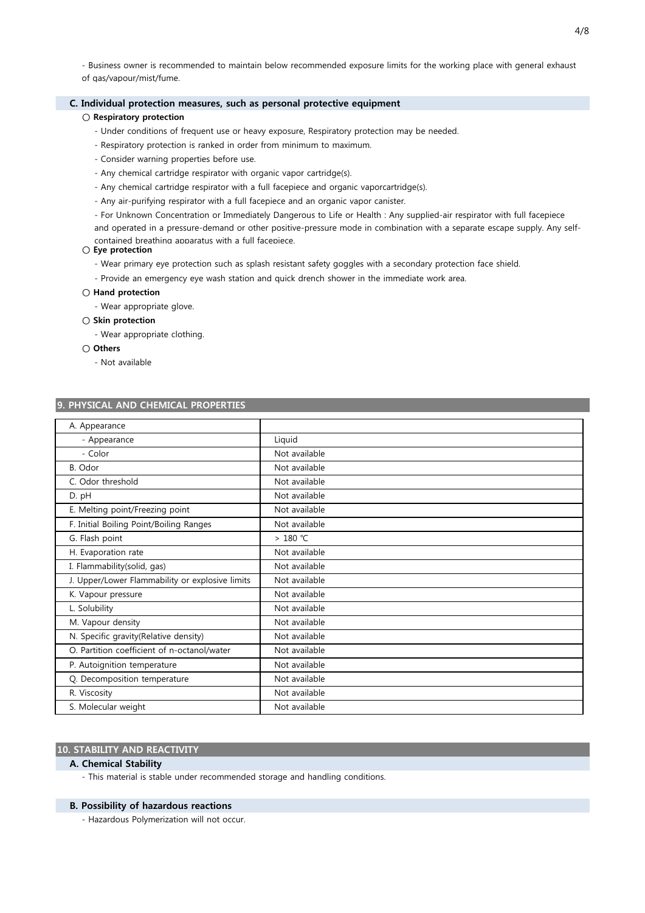- Business owner is recommended to maintain below recommended exposure limits for the working place with general exhaust of gas/vapour/mist/fume.

### C. Individual protection measures, such as personal protective equipment

○ **Respiratory protection**

- Under conditions of frequent use or heavy exposure, Respiratory protection may be needed.
- Respiratory protection is ranked in order from minimum to maximum.
- Consider warning properties before use.
- Any chemical cartridge respirator with organic vapor cartridge(s).
- Any chemical cartridge respirator with a full facepiece and organic vaporcartridge(s).
- Any air-purifying respirator with a full facepiece and an organic vapor canister.
- For Unknown Concentration or Immediately Dangerous to Life or Health : Any supplied-air respirator with full facepiece and operated in a pressure-demand or other positive-pressure mode in combination with a separate escape supply. Any self-contained breathing apparatus with a full facepiece.

○ **Eye protection**

- Wear primary eye protection such as splash resistant safety goggles with a secondary protection face shield.
- Provide an emergency eye wash station and quick drench shower in the immediate work area.

○ **Hand protection**

- Wear appropriate glove.

○ **Skin protection**

- Wear appropriate clothing.

○ **Others**

- Not available

## 9. PHYSICAL AND CHEMICAL PROPERTIES

| A. Appearance | |
|---|---|
| - Appearance | Liquid |
| - Color | Not available |
| B. Odor | Not available |
| C. Odor threshold | Not available |
| D. pH | Not available |
| E. Melting point/Freezing point | Not available |
| F. Initial Boiling Point/Boiling Ranges | Not available |
| G. Flash point | > 180 ℃ |
| H. Evaporation rate | Not available |
| I. Flammability(solid, gas) | Not available |
| J. Upper/Lower Flammability or explosive limits | Not available |
| K. Vapour pressure | Not available |
| L. Solubility | Not available |
| M. Vapour density | Not available |
| N. Specific gravity(Relative density) | Not available |
| O. Partition coefficient of n-octanol/water | Not available |
| P. Autoignition temperature | Not available |
| Q. Decomposition temperature | Not available |
| R. Viscosity | Not available |
| S. Molecular weight | Not available |

## 10. STABILITY AND REACTIVITY

### A. Chemical Stability

- This material is stable under recommended storage and handling conditions.

### B. Possibility of hazardous reactions

- Hazardous Polymerization will not occur.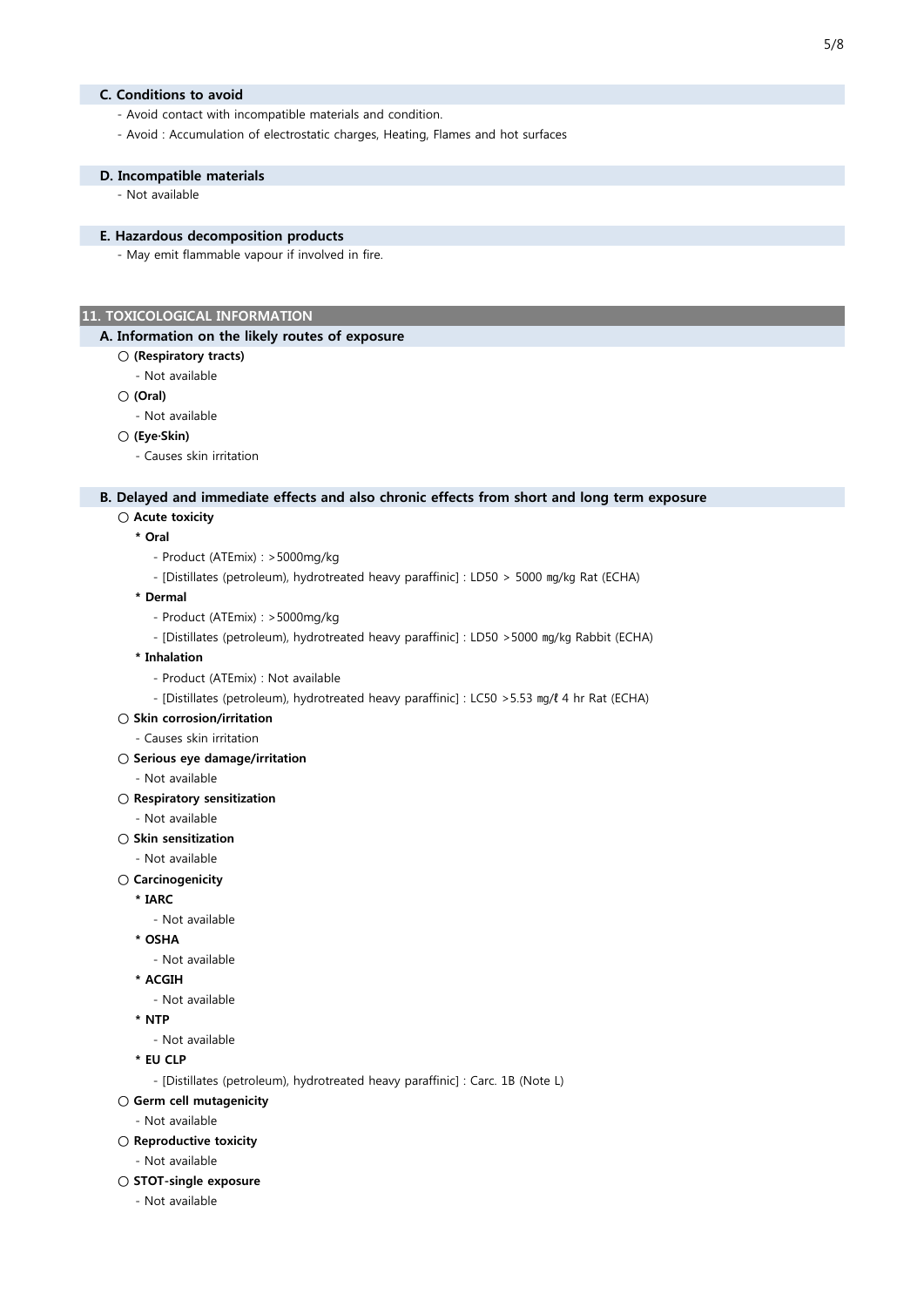### C. Conditions to avoid

- Avoid contact with incompatible materials and condition.
- Avoid : Accumulation of electrostatic charges, Heating, Flames and hot surfaces

### D. Incompatible materials

- Not available

### E. Hazardous decomposition products

- May emit flammable vapour if involved in fire.

## 11. TOXICOLOGICAL INFORMATION

### A. Information on the likely routes of exposure

○ **(Respiratory tracts)**

- Not available

○ **(Oral)**

- Not available

○ **(Eye·Skin)**

- Causes skin irritation

### B. Delayed and immediate effects and also chronic effects from short and long term exposure

○ **Acute toxicity**

**\* Oral**

- Product (ATEmix) : >5000mg/kg
- [Distillates (petroleum), hydrotreated heavy paraffinic] : LD50 > 5000 ㎎/kg Rat (ECHA)

**\* Dermal**

- Product (ATEmix) : >5000mg/kg
- [Distillates (petroleum), hydrotreated heavy paraffinic] : LD50 >5000 ㎎/kg Rabbit (ECHA)

**\* Inhalation**

- Product (ATEmix) : Not available
- [Distillates (petroleum), hydrotreated heavy paraffinic] : LC50 >5.53 ㎎/ℓ 4 hr Rat (ECHA)

○ **Skin corrosion/irritation**

- Causes skin irritation

○ **Serious eye damage/irritation**

- Not available

○ **Respiratory sensitization**

- Not available

○ **Skin sensitization**

- Not available

○ **Carcinogenicity**

**\* IARC**

- Not available

**\* OSHA**

- Not available

**\* ACGIH**

- Not available

**\* NTP**

- Not available

**\* EU CLP**

- [Distillates (petroleum), hydrotreated heavy paraffinic] : Carc. 1B (Note L)

○ **Germ cell mutagenicity**

- Not available

○ **Reproductive toxicity**

- Not available

○ **STOT-single exposure**

- Not available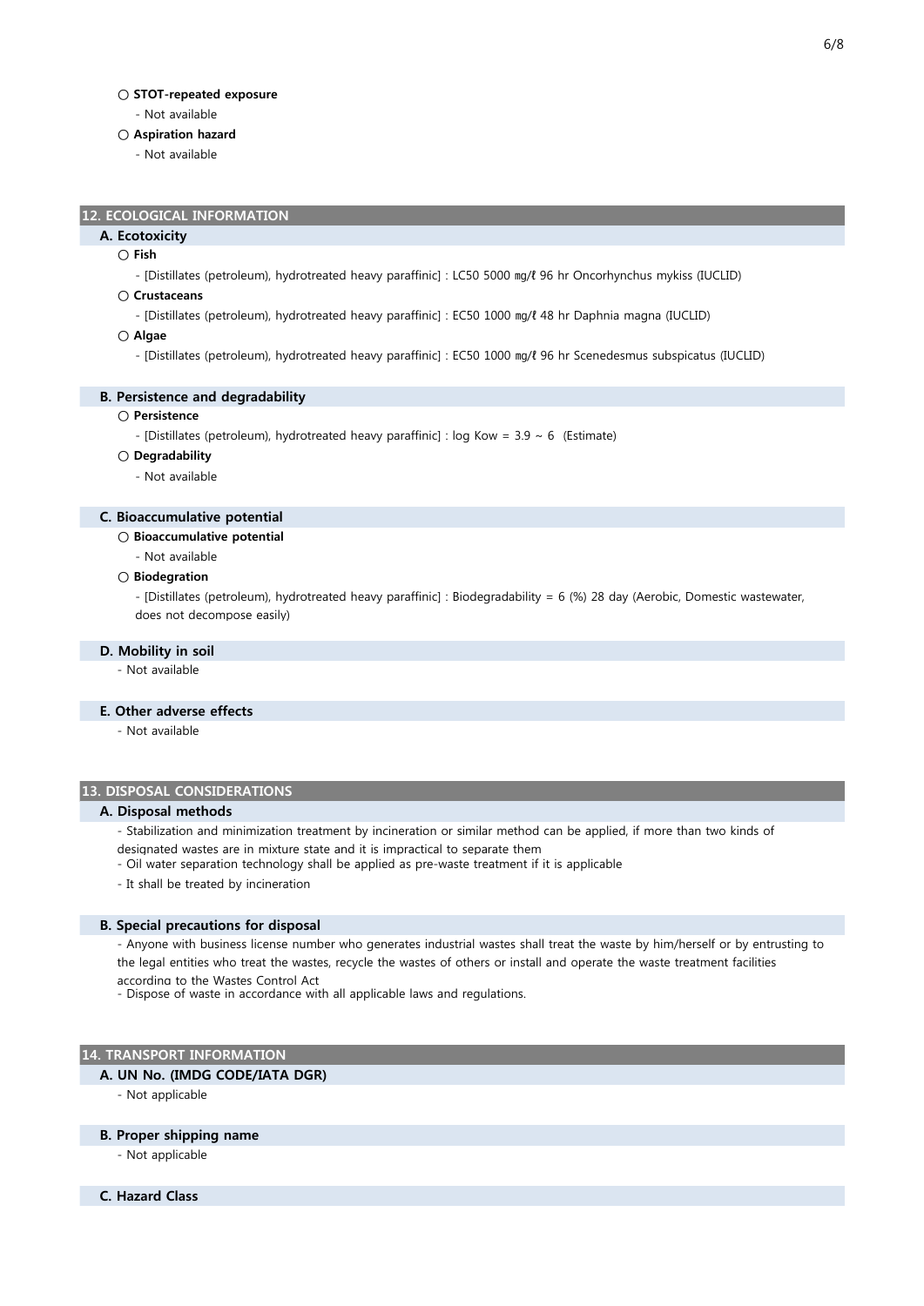○ **STOT-repeated exposure**

- Not available

○ **Aspiration hazard**

- Not available

## 12. ECOLOGICAL INFORMATION

### A. Ecotoxicity

○ **Fish**

- [Distillates (petroleum), hydrotreated heavy paraffinic] : LC50 5000 ㎎/ℓ 96 hr Oncorhynchus mykiss (IUCLID)

○ **Crustaceans**

- [Distillates (petroleum), hydrotreated heavy paraffinic] : EC50 1000 ㎎/ℓ 48 hr Daphnia magna (IUCLID)

○ **Algae**

- [Distillates (petroleum), hydrotreated heavy paraffinic] : EC50 1000 ㎎/ℓ 96 hr Scenedesmus subspicatus (IUCLID)

### B. Persistence and degradability

○ **Persistence**

- [Distillates (petroleum), hydrotreated heavy paraffinic] : log Kow = 3.9 ~ 6 (Estimate)

○ **Degradability**

- Not available

### C. Bioaccumulative potential

○ **Bioaccumulative potential**

- Not available

○ **Biodegration**

- [Distillates (petroleum), hydrotreated heavy paraffinic] : Biodegradability = 6 (%) 28 day (Aerobic, Domestic wastewater, does not decompose easily)

### D. Mobility in soil

- Not available

### E. Other adverse effects

- Not available

## 13. DISPOSAL CONSIDERATIONS

### A. Disposal methods

- Stabilization and minimization treatment by incineration or similar method can be applied, if more than two kinds of designated wastes are in mixture state and it is impractical to separate them
- Oil water separation technology shall be applied as pre-waste treatment if it is applicable
- It shall be treated by incineration

### B. Special precautions for disposal

- Anyone with business license number who generates industrial wastes shall treat the waste by him/herself or by entrusting to the legal entities who treat the wastes, recycle the wastes of others or install and operate the waste treatment facilities according to the Wastes Control Act
- Dispose of waste in accordance with all applicable laws and regulations.

## 14. TRANSPORT INFORMATION

### A. UN No. (IMDG CODE/IATA DGR)

- Not applicable

### B. Proper shipping name

- Not applicable

### C. Hazard Class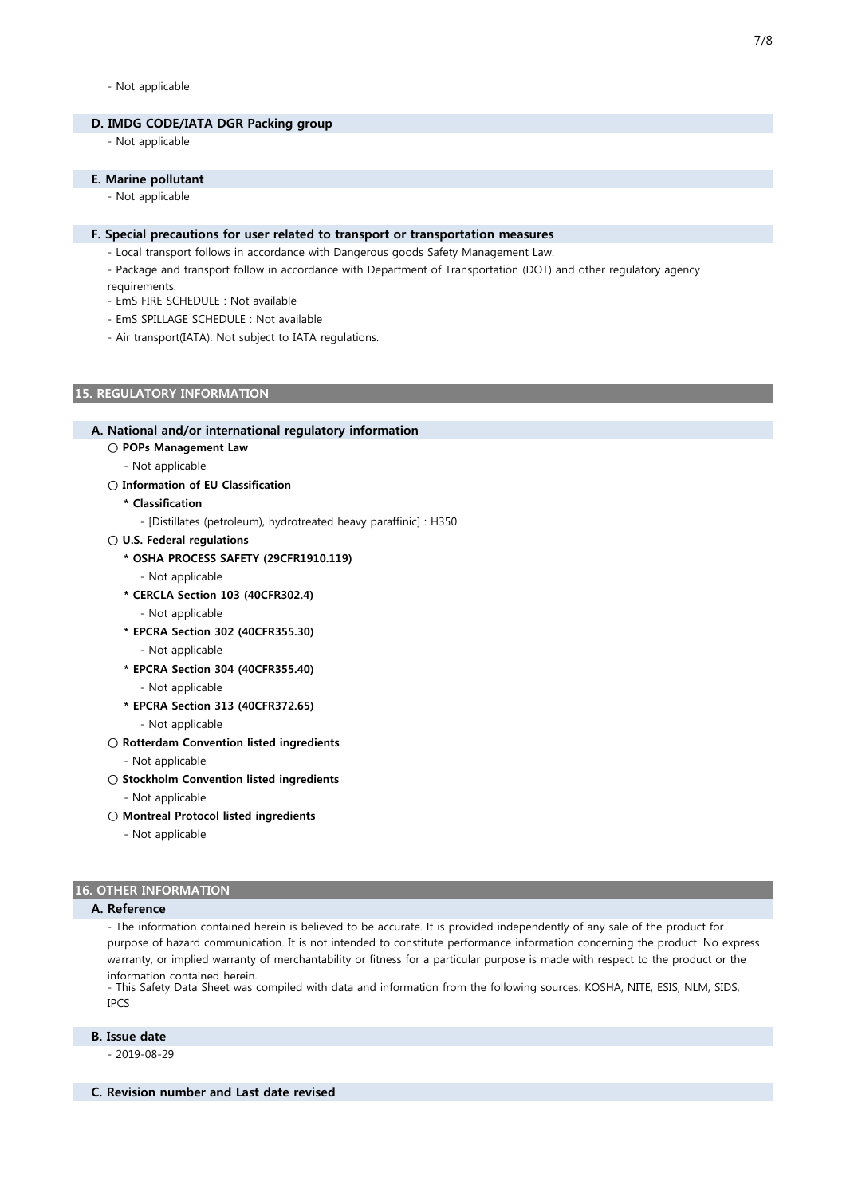- Not applicable

### D. IMDG CODE/IATA DGR Packing group

- Not applicable

### E. Marine pollutant

- Not applicable

### F. Special precautions for user related to transport or transportation measures

- Local transport follows in accordance with Dangerous goods Safety Management Law.
- Package and transport follow in accordance with Department of Transportation (DOT) and other regulatory agency requirements.
- EmS FIRE SCHEDULE : Not available
- EmS SPILLAGE SCHEDULE : Not available
- Air transport(IATA): Not subject to IATA regulations.

## 15. REGULATORY INFORMATION

### A. National and/or international regulatory information

○ **POPs Management Law**

- Not applicable

○ **Information of EU Classification**

**\* Classification**

- [Distillates (petroleum), hydrotreated heavy paraffinic] : H350

○ **U.S. Federal regulations**

**\* OSHA PROCESS SAFETY (29CFR1910.119)**

- Not applicable

**\* CERCLA Section 103 (40CFR302.4)**

- Not applicable

**\* EPCRA Section 302 (40CFR355.30)**

- Not applicable

**\* EPCRA Section 304 (40CFR355.40)**

- Not applicable

**\* EPCRA Section 313 (40CFR372.65)**

- Not applicable

○ **Rotterdam Convention listed ingredients**

- Not applicable

○ **Stockholm Convention listed ingredients**

- Not applicable

○ **Montreal Protocol listed ingredients**

- Not applicable

## 16. OTHER INFORMATION

### A. Reference

- The information contained herein is believed to be accurate. It is provided independently of any sale of the product for purpose of hazard communication. It is not intended to constitute performance information concerning the product. No express warranty, or implied warranty of merchantability or fitness for a particular purpose is made with respect to the product or the information contained herein.
- This Safety Data Sheet was compiled with data and information from the following sources: KOSHA, NITE, ESIS, NLM, SIDS, IPCS

### B. Issue date

- 2019-08-29

### C. Revision number and Last date revised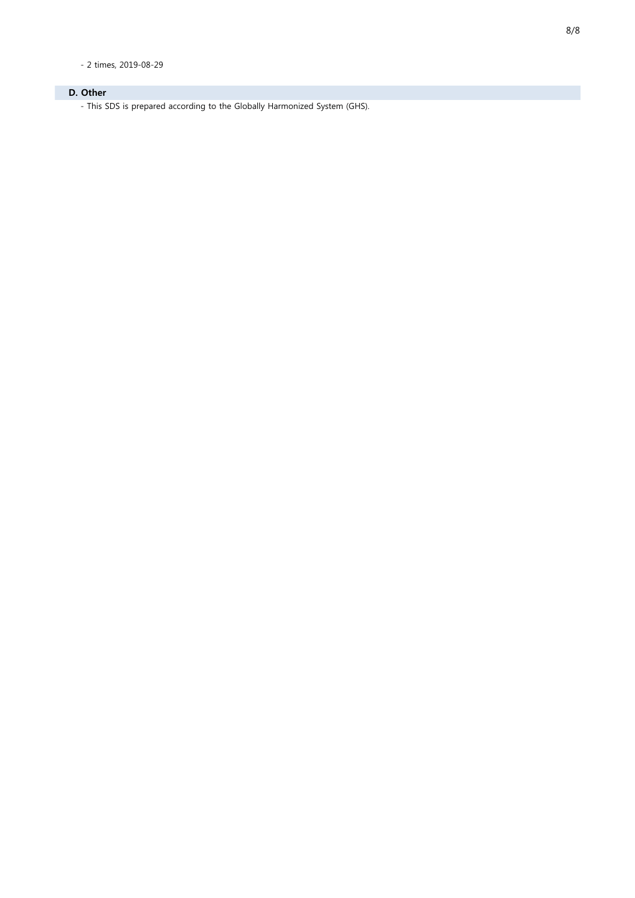- 2 times, 2019-08-29

### D. Other

- This SDS is prepared according to the Globally Harmonized System (GHS).